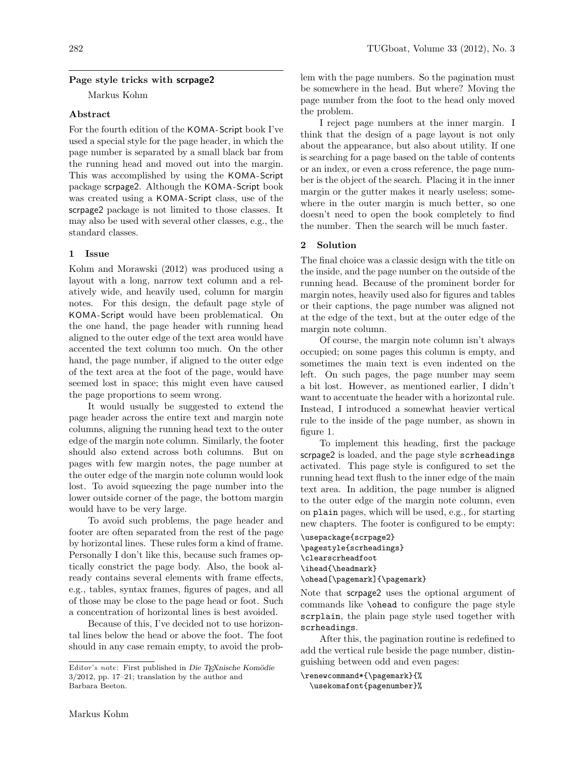## Page style tricks with scrpage2

Markus Kohm

### Abstract

For the fourth edition of the KOMA-Script book I've used a special style for the page header, in which the page number is separated by a small black bar from the running head and moved out into the margin. This was accomplished by using the KOMA-Script package scrpage2. Although the KOMA-Script book was created using a KOMA-Script class, use of the scrpage2 package is not limited to those classes. It may also be used with several other classes, e.g., the standard classes.

### 1 Issue

Kohm and Morawski (2012) was produced using a layout with a long, narrow text column and a relatively wide, and heavily used, column for margin notes. For this design, the default page style of KOMA-Script would have been problematical. On the one hand, the page header with running head aligned to the outer edge of the text area would have accented the text column too much. On the other hand, the page number, if aligned to the outer edge of the text area at the foot of the page, would have seemed lost in space; this might even have caused the page proportions to seem wrong.

It would usually be suggested to extend the page header across the entire text and margin note columns, aligning the running head text to the outer edge of the margin note column. Similarly, the footer should also extend across both columns. But on pages with few margin notes, the page number at the outer edge of the margin note column would look lost. To avoid squeezing the page number into the lower outside corner of the page, the bottom margin would have to be very large.

To avoid such problems, the page header and footer are often separated from the rest of the page by horizontal lines. These rules form a kind of frame. Personally I don't like this, because such frames optically constrict the page body. Also, the book already contains several elements with frame effects, e.g., tables, syntax frames, figures of pages, and all of those may be close to the page head or foot. Such a concentration of horizontal lines is best avoided.

Because of this, I've decided not to use horizontal lines below the head or above the foot. The foot should in any case remain empty, to avoid the problem with the page numbers. So the pagination must be somewhere in the head. But where? Moving the page number from the foot to the head only moved the problem.

I reject page numbers at the inner margin. I think that the design of a page layout is not only about the appearance, but also about utility. If one is searching for a page based on the table of contents or an index, or even a cross reference, the page number is the object of the search. Placing it in the inner margin or the gutter makes it nearly useless; somewhere in the outer margin is much better, so one doesn't need to open the book completely to find the number. Then the search will be much faster.

### 2 Solution

The final choice was a classic design with the title on the inside, and the page number on the outside of the running head. Because of the prominent border for margin notes, heavily used also for figures and tables or their captions, the page number was aligned not at the edge of the text, but at the outer edge of the margin note column.

Of course, the margin note column isn't always occupied; on some pages this column is empty, and sometimes the main text is even indented on the left. On such pages, the page number may seem a bit lost. However, as mentioned earlier, I didn't want to accentuate the header with a horizontal rule. Instead, I introduced a somewhat heavier vertical rule to the inside of the page number, as shown in figure 1.

To implement this heading, first the package scrpage2 is loaded, and the page style scrheadings activated. This page style is configured to set the running head text flush to the inner edge of the main text area. In addition, the page number is aligned to the outer edge of the margin note column, even on plain pages, which will be used, e.g., for starting new chapters. The footer is configured to be empty:

```
\usepackage{scrpage2}
\pagestyle{scrheadings}
\clearscrheadfoot
\ihead{\headmark}
\ohead[\pagemark]{\pagemark}
```

Note that scrpage2 uses the optional argument of commands like `\ohead` to configure the page style scrplain, the plain page style used together with scrheadings.

After this, the pagination routine is redefined to add the vertical rule beside the page number, distinguishing between odd and even pages:

```
\renewcommand*{\pagemark}{%
  \usekomafont{pagenumber}%
```

Editor's note: First published in *Die TEXnische Komödie* 3/2012, pp. 17–21; translation by the author and Barbara Beeton.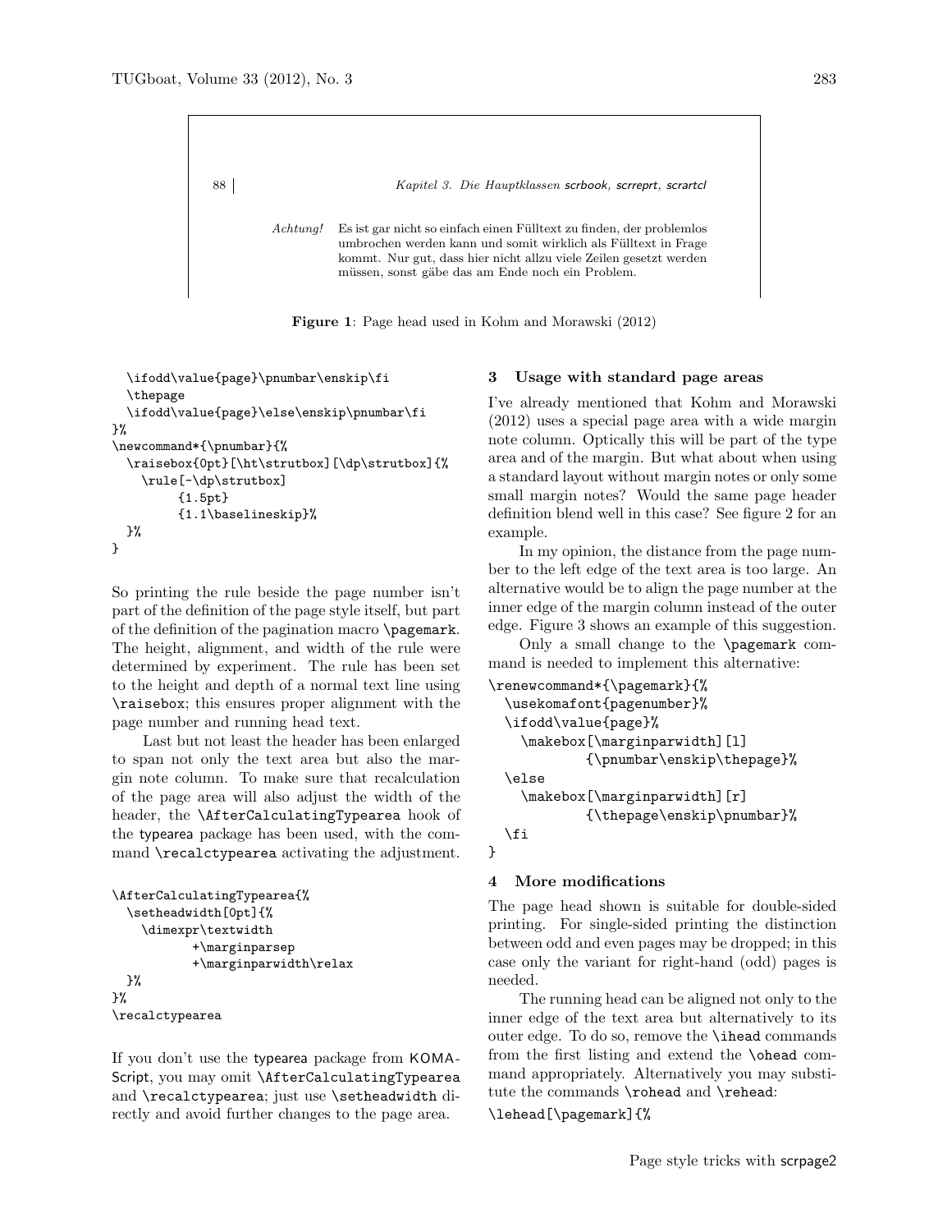88 | Kapitel 3. Die Hauptklassen scrbook, scrreprt, scrartcl

*Achtung!* Es ist gar nicht so einfach einen Fülltext zu finden, der problemlos umbrochen werden kann und somit wirklich als Fülltext in Frage kommt. Nur gut, dass hier nicht allzu viele Zeilen gesetzt werden müssen, sonst gäbe das am Ende noch ein Problem.

**Figure 1**: Page head used in Kohm and Morawski (2012)

```
  \ifodd\value{page}\pnumbar\enskip\fi
  \thepage
  \ifodd\value{page}\else\enskip\pnumbar\fi
}%
\newcommand*{\pnumbar}{%
  \raisebox{0pt}[\ht\strutbox][\dp\strutbox]{%
    \rule[-\dp\strutbox]
         {1.5pt}
         {1.1\baselineskip}%
  }%
}
```

So printing the rule beside the page number isn't part of the definition of the page style itself, but part of the definition of the pagination macro \pagemark. The height, alignment, and width of the rule were determined by experiment. The rule has been set to the height and depth of a normal text line using \raisebox; this ensures proper alignment with the page number and running head text.

Last but not least the header has been enlarged to span not only the text area but also the margin note column. To make sure that recalculation of the page area will also adjust the width of the header, the \AfterCalculatingTypearea hook of the typearea package has been used, with the command \recalctypearea activating the adjustment.

```
\AfterCalculatingTypearea{%
  \setheadwidth[0pt]{%
    \dimexpr\textwidth
           +\marginparsep
           +\marginparwidth\relax
  }%
}%
\recalctypearea
```

If you don't use the typearea package from KOMA-Script, you may omit \AfterCalculatingTypearea and \recalctypearea; just use \setheadwidth directly and avoid further changes to the page area.

## 3 Usage with standard page areas

I've already mentioned that Kohm and Morawski (2012) uses a special page area with a wide margin note column. Optically this will be part of the type area and of the margin. But what about when using a standard layout without margin notes or only some small margin notes? Would the same page header definition blend well in this case? See figure 2 for an example.

In my opinion, the distance from the page number to the left edge of the text area is too large. An alternative would be to align the page number at the inner edge of the margin column instead of the outer edge. Figure 3 shows an example of this suggestion.

Only a small change to the \pagemark command is needed to implement this alternative:

```
\renewcommand*{\pagemark}{%
  \usekomafont{pagenumber}%
  \ifodd\value{page}%
    \makebox[\marginparwidth][l]
          {\pnumbar\enskip\thepage}%
  \else
    \makebox[\marginparwidth][r]
          {\thepage\enskip\pnumbar}%
  \fi
}
```

## 4 More modifications

The page head shown is suitable for double-sided printing. For single-sided printing the distinction between odd and even pages may be dropped; in this case only the variant for right-hand (odd) pages is needed.

The running head can be aligned not only to the inner edge of the text area but alternatively to its outer edge. To do so, remove the \ihead commands from the first listing and extend the \ohead command appropriately. Alternatively you may substitute the commands \rohead and \rehead:

```
\lehead[\pagemark]{%
```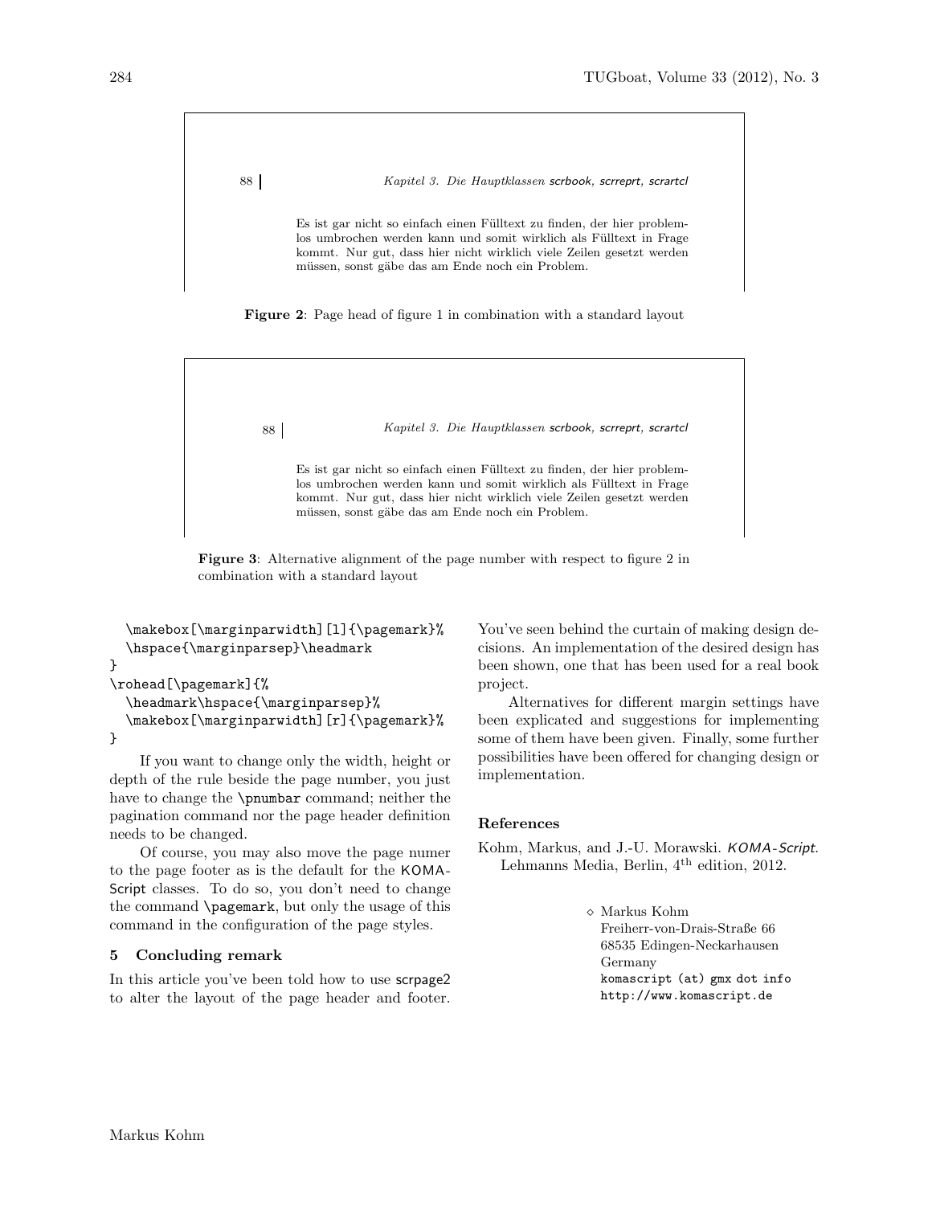88 | *Kapitel 3. Die Hauptklassen* scrbook, scrreprt, scrartcl

Es ist gar nicht so einfach einen Fülltext zu finden, der hier problemlos umbrochen werden kann und somit wirklich als Fülltext in Frage kommt. Nur gut, dass hier nicht wirklich viele Zeilen gesetzt werden müssen, sonst gäbe das am Ende noch ein Problem.

**Figure 2**: Page head of figure 1 in combination with a standard layout

88 | *Kapitel 3. Die Hauptklassen* scrbook, scrreprt, scrartcl

Es ist gar nicht so einfach einen Fülltext zu finden, der hier problemlos umbrochen werden kann und somit wirklich als Fülltext in Frage kommt. Nur gut, dass hier nicht wirklich viele Zeilen gesetzt werden müssen, sonst gäbe das am Ende noch ein Problem.

**Figure 3**: Alternative alignment of the page number with respect to figure 2 in combination with a standard layout

```
  \makebox[\marginparwidth][l]{\pagemark}%
  \hspace{\marginparsep}\headmark
}
\rohead[\pagemark]{%
  \headmark\hspace{\marginparsep}%
  \makebox[\marginparwidth][r]{\pagemark}%
}
```

If you want to change only the width, height or depth of the rule beside the page number, you just have to change the `\pnumbar` command; neither the pagination command nor the page header definition needs to be changed.

Of course, you may also move the page numer to the page footer as is the default for the KOMA-Script classes. To do so, you don't need to change the command `\pagemark`, but only the usage of this command in the configuration of the page styles.

### 5 Concluding remark

In this article you've been told how to use scrpage2 to alter the layout of the page header and footer. You've seen behind the curtain of making design decisions. An implementation of the desired design has been shown, one that has been used for a real book project.

Alternatives for different margin settings have been explicated and suggestions for implementing some of them have been given. Finally, some further possibilities have been offered for changing design or implementation.

### References

Kohm, Markus, and J.-U. Morawski. *KOMA-Script*. Lehmanns Media, Berlin, 4th edition, 2012.

◇ Markus Kohm
Freiherr-von-Drais-Straße 66
68535 Edingen-Neckarhausen
Germany
komascript (at) gmx dot info
http://www.komascript.de